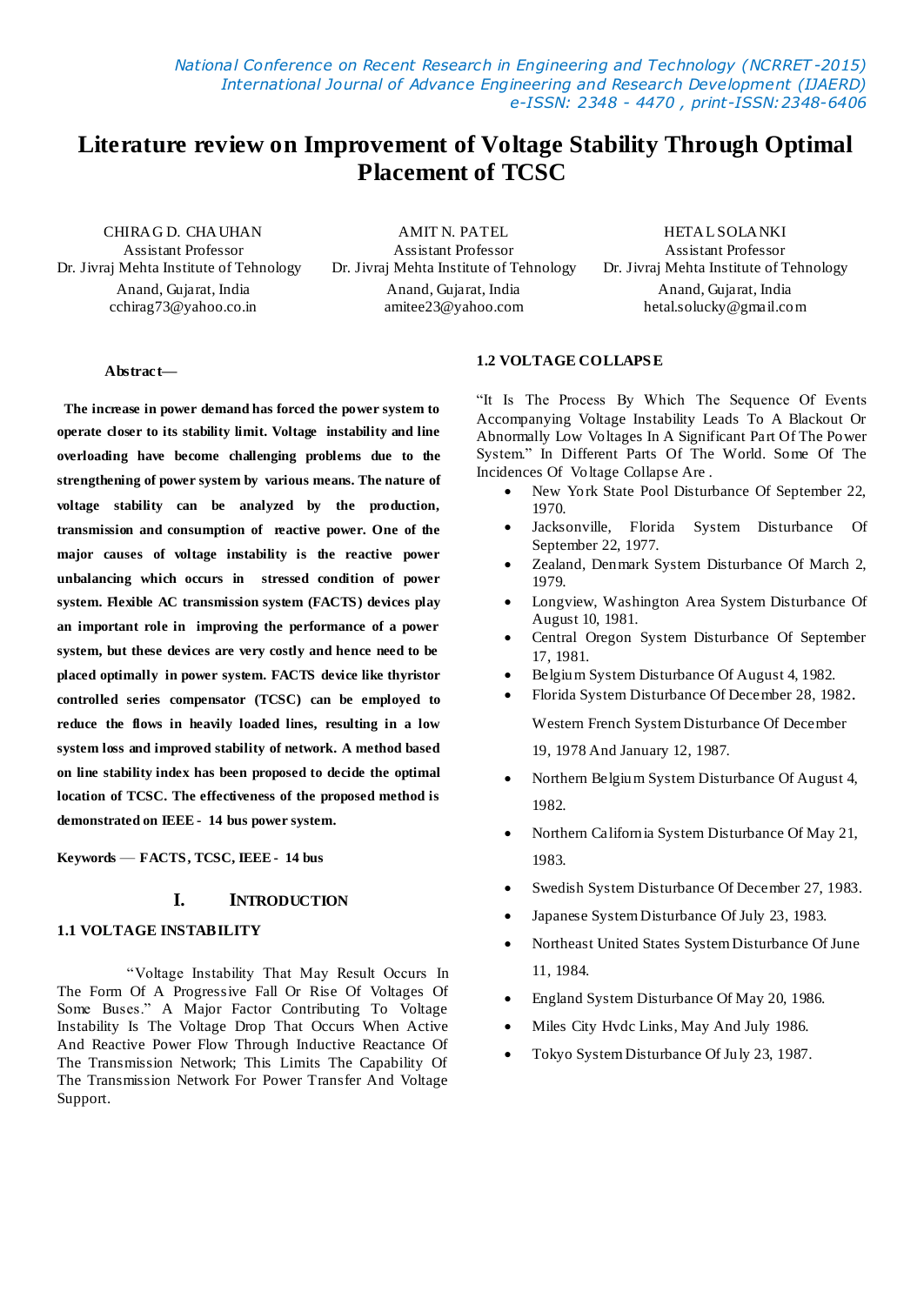# Literature review on Improvement of Voltage Stability Through Optimal Placement of TCSC

CHIRAG D. CHAUHAN
Assistant Professor
Dr. Jivraj Mehta Institute of Tehnology
Anand, Gujarat, India
cchirag73@yahoo.co.in

AMIT N. PATEL
Assistant Professor
Dr. Jivraj Mehta Institute of Tehnology
Anand, Gujarat, India
amitee23@yahoo.com

HETAL SOLANKI
Assistant Professor
Dr. Jivraj Mehta Institute of Tehnology
Anand, Gujarat, India
hetal.solucky@gmail.com

**Abstract—**

**The increase in power demand has forced the power system to operate closer to its stability limit. Voltage instability and line overloading have become challenging problems due to the strengthening of power system by various means. The nature of voltage stability can be analyzed by the production, transmission and consumption of reactive power. One of the major causes of voltage instability is the reactive power unbalancing which occurs in stressed condition of power system. Flexible AC transmission system (FACTS) devices play an important role in improving the performance of a power system, but these devices are very costly and hence need to be placed optimally in power system. FACTS device like thyristor controlled series compensator (TCSC) can be employed to reduce the flows in heavily loaded lines, resulting in a low system loss and improved stability of network. A method based on line stability index has been proposed to decide the optimal location of TCSC. The effectiveness of the proposed method is demonstrated on IEEE - 14 bus power system.**

**Keywords — FACTS, TCSC, IEEE - 14 bus**

## I. INTRODUCTION

### 1.1 VOLTAGE INSTABILITY

"Voltage Instability That May Result Occurs In The Form Of A Progressive Fall Or Rise Of Voltages Of Some Buses." A Major Factor Contributing To Voltage Instability Is The Voltage Drop That Occurs When Active And Reactive Power Flow Through Inductive Reactance Of The Transmission Network; This Limits The Capability Of The Transmission Network For Power Transfer And Voltage Support.

### 1.2 VOLTAGE COLLAPSE

"It Is The Process By Which The Sequence Of Events Accompanying Voltage Instability Leads To A Blackout Or Abnormally Low Voltages In A Significant Part Of The Power System." In Different Parts Of The World. Some Of The Incidences Of Voltage Collapse Are .

- New York State Pool Disturbance Of September 22, 1970.
- Jacksonville, Florida System Disturbance Of September 22, 1977.
- Zealand, Denmark System Disturbance Of March 2, 1979.
- Longview, Washington Area System Disturbance Of August 10, 1981.
- Central Oregon System Disturbance Of September 17, 1981.
- Belgium System Disturbance Of August 4, 1982.
- Florida System Disturbance Of December 28, 1982.

  Western French System Disturbance Of December 19, 1978 And January 12, 1987.
- Northern Belgium System Disturbance Of August 4, 1982.
- Northern California System Disturbance Of May 21, 1983.
- Swedish System Disturbance Of December 27, 1983.
- Japanese System Disturbance Of July 23, 1983.
- Northeast United States System Disturbance Of June 11, 1984.
- England System Disturbance Of May 20, 1986.
- Miles City Hvdc Links, May And July 1986.
- Tokyo System Disturbance Of July 23, 1987.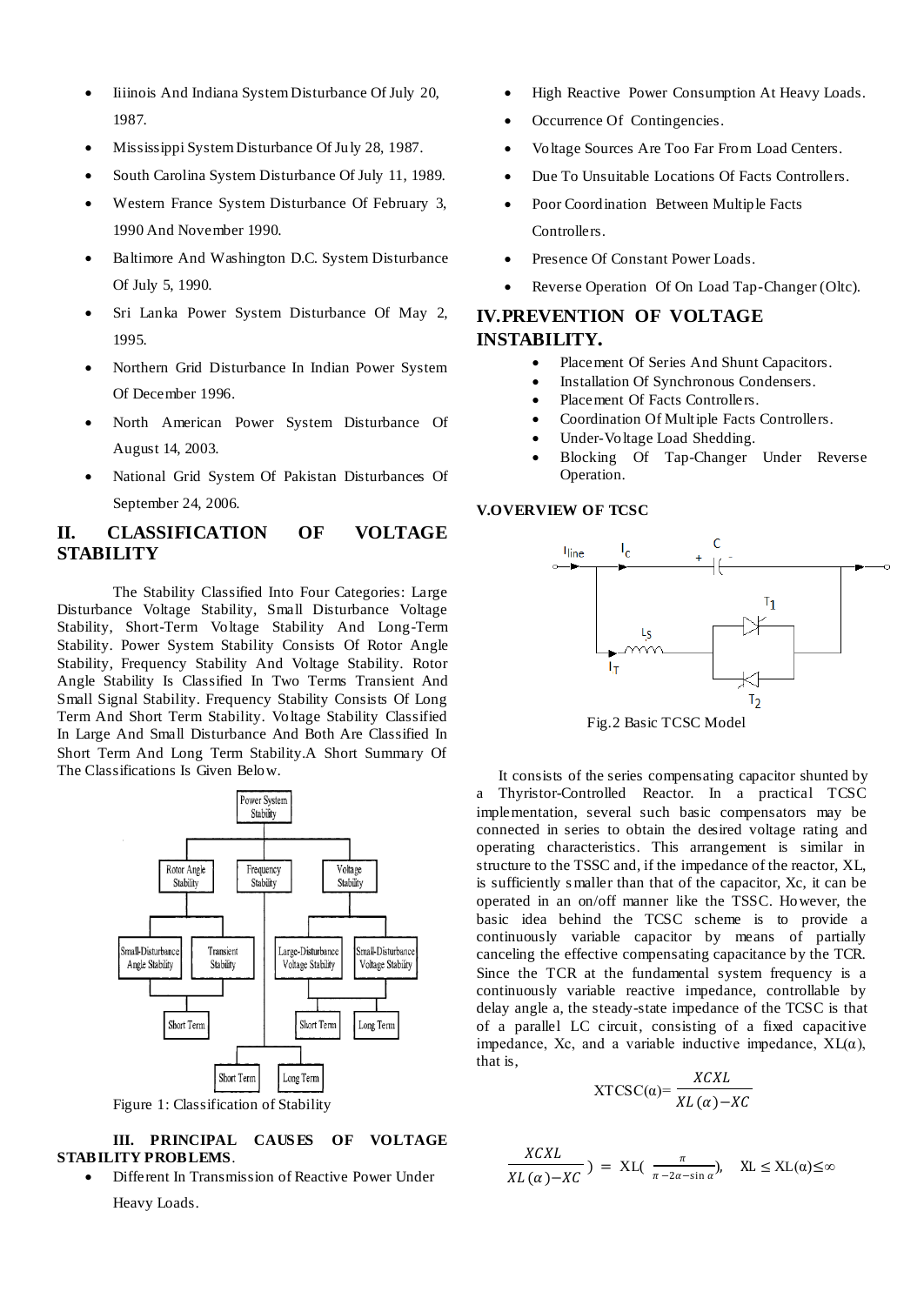- Iiiinois And Indiana System Disturbance Of July 20, 1987.
- Mississippi System Disturbance Of July 28, 1987.
- South Carolina System Disturbance Of July 11, 1989.
- Western France System Disturbance Of February 3, 1990 And November 1990.
- Baltimore And Washington D.C. System Disturbance Of July 5, 1990.
- Sri Lanka Power System Disturbance Of May 2, 1995.
- Northern Grid Disturbance In Indian Power System Of December 1996.
- North American Power System Disturbance Of August 14, 2003.
- National Grid System Of Pakistan Disturbances Of September 24, 2006.

## II. CLASSIFICATION OF VOLTAGE STABILITY

The Stability Classified Into Four Categories: Large Disturbance Voltage Stability, Small Disturbance Voltage Stability, Short-Term Voltage Stability And Long-Term Stability. Power System Stability Consists Of Rotor Angle Stability, Frequency Stability And Voltage Stability. Rotor Angle Stability Is Classified In Two Terms Transient And Small Signal Stability. Frequency Stability Consists Of Long Term And Short Term Stability. Voltage Stability Classified In Large And Small Disturbance And Both Are Classified In Short Term And Long Term Stability.A Short Summary Of The Classifications Is Given Below.

Figure 1: Classification of Stability

### III. PRINCIPAL CAUSES OF VOLTAGE STABILITY PROBLEMS.

- Different In Transmission of Reactive Power Under Heavy Loads.
- High Reactive Power Consumption At Heavy Loads.
- Occurrence Of Contingencies.
- Voltage Sources Are Too Far From Load Centers.
- Due To Unsuitable Locations Of Facts Controllers.
- Poor Coordination Between Multiple Facts Controllers.
- Presence Of Constant Power Loads.
- Reverse Operation Of On Load Tap-Changer (Oltc).

## IV.PREVENTION OF VOLTAGE INSTABILITY.

- Placement Of Series And Shunt Capacitors.
- Installation Of Synchronous Condensers.
- Placement Of Facts Controllers.
- Coordination Of Multiple Facts Controllers.
- Under-Voltage Load Shedding.
- Blocking Of Tap-Changer Under Reverse Operation.

### V.OVERVIEW OF TCSC

Fig.2 Basic TCSC Model

It consists of the series compensating capacitor shunted by a Thyristor-Controlled Reactor. In a practical TCSC implementation, several such basic compensators may be connected in series to obtain the desired voltage rating and operating characteristics. This arrangement is similar in structure to the TSSC and, if the impedance of the reactor, XL, is sufficiently smaller than that of the capacitor, Xc, it can be operated in an on/off manner like the TSSC. However, the basic idea behind the TCSC scheme is to provide a continuously variable capacitor by means of partially canceling the effective compensating capacitance by the TCR. Since the TCR at the fundamental system frequency is a continuously variable reactive impedance, controllable by delay angle a, the steady-state impedance of the TCSC is that of a parallel LC circuit, consisting of a fixed capacitive impedance, Xc, and a variable inductive impedance, XL(α), that is,

$$\mathrm{XTCSC}(\alpha) = \frac{XCXL}{XL(\alpha) - XC}$$

$$\frac{XCXL}{XL(\alpha) - XC}) = \mathrm{XL}(\frac{\pi}{\pi - 2\alpha - \sin\alpha}), \quad \mathrm{XL} \leq \mathrm{XL}(\alpha) \leq \infty$$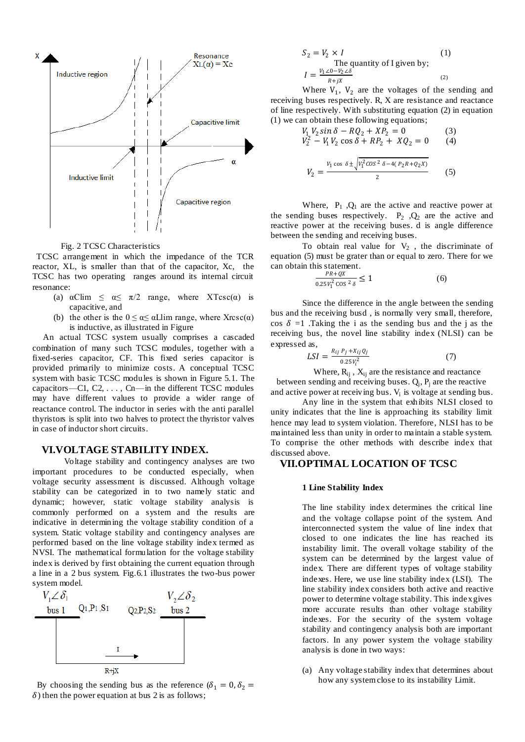Fig. 2 TCSC Characteristics

TCSC arrangement in which the impedance of the TCR reactor, XL, is smaller than that of the capacitor, Xc, the TCSC has two operating ranges around its internal circuit resonance:

(a) αClim ≤ α≤ π/2 range, where XTcsc(α) is capacitive, and

(b) the other is the 0 ≤ α≤ αLlim range, where Xrcsc(α) is inductive, as illustrated in Figure

An actual TCSC system usually comprises a cascaded combination of many such TCSC modules, together with a fixed-series capacitor, CF. This fixed series capacitor is provided primarily to minimize costs. A conceptual TCSC system with basic TCSC modules is shown in Figure 5.1. The capacitors—C1, C2, . . . , Cn—in the different TCSC modules may have different values to provide a wider range of reactance control. The inductor in series with the anti parallel thyristors is split into two halves to protect the thyristor valves in case of inductor short circuits.

## VI.VOLTAGE STABILITY INDEX.

Voltage stability and contingency analyses are two important procedures to be conducted especially, when voltage security assessment is discussed. Although voltage stability can be categorized in to two namely static and dynamic; however, static voltage stability analysis is commonly performed on a system and the results are indicative in determining the voltage stability condition of a system. Static voltage stability and contingency analyses are performed based on the line voltage stability index termed as NVSI. The mathematical formulation for the voltage stability index is derived by first obtaining the current equation through a line in a 2 bus system. Fig.6.1 illustrates the two-bus power system model.

$V_1\angle\delta_1$ bus 1 $Q_1,P_1,S_1$ — $Q_2,P_2,S_2$ bus 2 $V_2\angle\delta_2$; I; R+jX

By choosing the sending bus as the reference ($\delta_1 = 0, \delta_2 = \delta$) then the power equation at bus 2 is as follows;

$$S_2 = V_2 \times I \qquad (1)$$

The quantity of I given by;

$$I = \frac{V_1\angle 0 - V_2\angle\delta}{R + jX} \qquad (2)$$

Where $V_1$, $V_2$ are the voltages of the sending and receiving buses respectively. R, X are resistance and reactance of line respectively. With substituting equation (2) in equation (1) we can obtain these following equations;

$$V_1 V_2 \sin\delta - RQ_2 + XP_2 = 0 \qquad (3)$$

$$V_2^2 - V_1 V_2 \cos\delta + RP_2 + XQ_2 = 0 \qquad (4)$$

$$V_2 = \frac{V_1\cos\delta \pm \sqrt{V_1^2\cos^2\delta - 4(P_2R + Q_2X)}}{2} \qquad (5)$$

Where, $P_1$ ,$Q_1$ are the active and reactive power at the sending buses respectively. $P_2$ ,$Q_2$ are the active and reactive power at the receiving buses. d is angle difference between the sending and receiving buses.

To obtain real value for $V_2$ , the discriminate of equation (5) must be grater than or equal to zero. There for we can obtain this statement.

$$\frac{PR + QX}{0.25V_1^2\cos^2\delta} \le 1 \qquad (6)$$

Since the difference in the angle between the sending bus and the receiving busd , is normally very small, therefore, cos $\delta$ =1 .Taking the i as the sending bus and the j as the receiving bus, the novel line stability index (NLSI) can be expressed as,

$$LSI = \frac{R_{ij}P_j + X_{ij}Q_j}{0.25V_i^2} \qquad (7)$$

Where, $R_{ij}$ , $X_{ij}$ are the resistance and reactance between sending and receiving buses. $Q_j$, $P_j$ are the reactive and active power at receiving bus. $V_i$ is voltage at sending bus.

Any line in the system that exhibits NLSI closed to unity indicates that the line is approaching its stability limit hence may lead to system violation. Therefore, NLSI has to be maintained less than unity in order to maintain a stable system. To comprise the other methods with describe index that discussed above.

## VII.OPTIMAL LOCATION OF TCSC

### 1 Line Stability Index

The line stability index determines the critical line and the voltage collapse point of the system. And interconnected system the value of line index that closed to one indicates the line has reached its instability limit. The overall voltage stability of the system can be determined by the largest value of index. There are different types of voltage stability indexes. Here, we use line stability index (LSI). The line stability index considers both active and reactive power to determine voltage stability. This index gives more accurate results than other voltage stability indexes. For the security of the system voltage stability and contingency analysis both are important factors. In any power system the voltage stability analysis is done in two ways:

(a) Any voltage stability index that determines about how any system close to its instability Limit.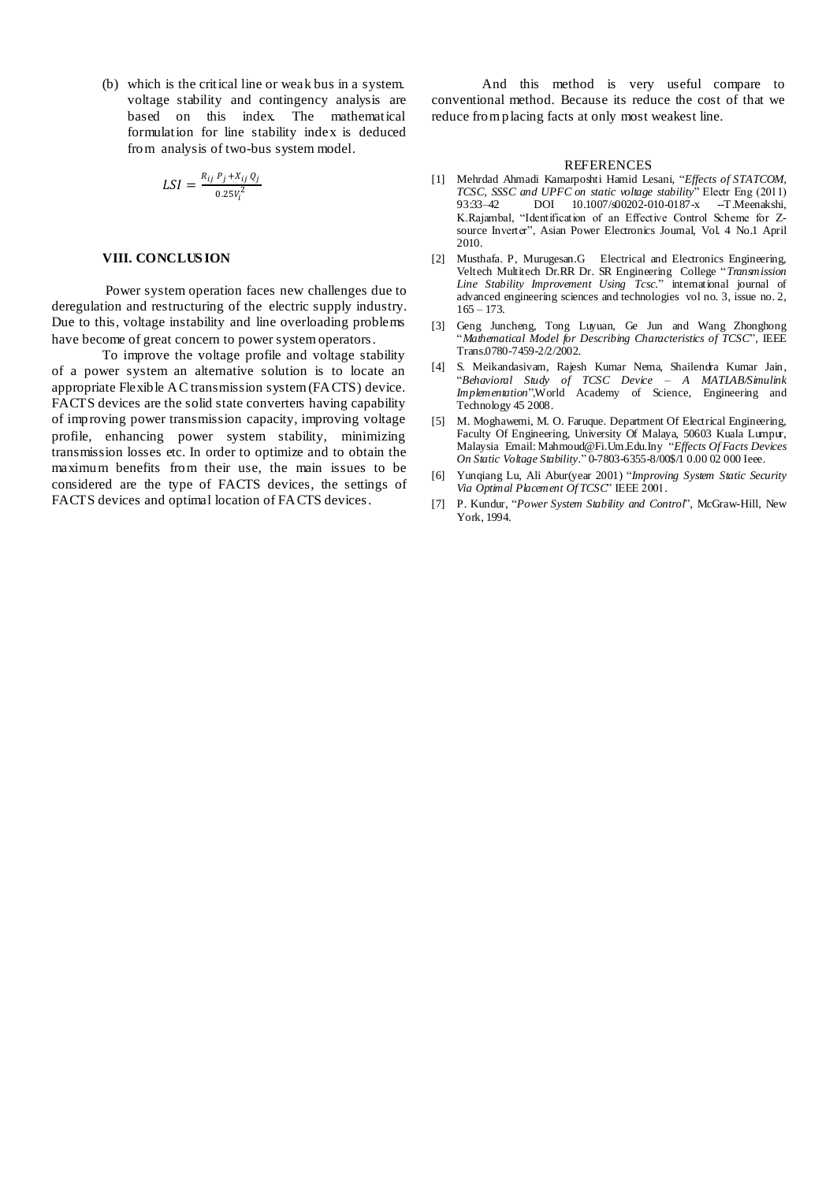(b) which is the critical line or weak bus in a system. voltage stability and contingency analysis are based on this index. The mathematical formulation for line stability index is deduced from analysis of two-bus system model.

$$LSI = \frac{R_{ij}\,P_j + X_{ij}\,Q_j}{0.25V_i^2}$$

## VIII. CONCLUSION

Power system operation faces new challenges due to deregulation and restructuring of the electric supply industry. Due to this, voltage instability and line overloading problems have become of great concern to power system operators.

To improve the voltage profile and voltage stability of a power system an alternative solution is to locate an appropriate Flexible AC transmission system (FACTS) device. FACTS devices are the solid state converters having capability of improving power transmission capacity, improving voltage profile, enhancing power system stability, minimizing transmission losses etc. In order to optimize and to obtain the maximum benefits from their use, the main issues to be considered are the type of FACTS devices, the settings of FACTS devices and optimal location of FACTS devices.

And this method is very useful compare to conventional method. Because its reduce the cost of that we reduce from placing facts at only most weakest line.

## REFERENCES

[1] Mehrdad Ahmadi Kamarposhti Hamid Lesani, "*Effects of STATCOM, TCSC, SSSC and UPFC on static voltage stability*" Electr Eng (2011) 93:33–42 DOI 10.1007/s00202-010-0187-x --T.Meenakshi, K.Rajambal, "Identification of an Effective Control Scheme for Z-source Inverter", Asian Power Electronics Journal, Vol. 4 No.1 April 2010.

[2] Musthafa. P, Murugesan.G Electrical and Electronics Engineering, Veltech Multitech Dr.RR Dr. SR Engineering College "*Transmission Line Stability Improvement Using Tcsc.*" international journal of advanced engineering sciences and technologies vol no. 3, issue no. 2, 165 – 173.

[3] Geng Juncheng, Tong Luyuan, Ge Jun and Wang Zhonghong "*Mathematical Model for Describing Characteristics of TCSC*", IEEE Trans.0780-7459-2/2/2002.

[4] S. Meikandasivam, Rajesh Kumar Nema, Shailendra Kumar Jain, "*Behavioral Study of TCSC Device – A MATLAB/Simulink Implementation*",World Academy of Science, Engineering and Technology 45 2008.

[5] M. Moghawemi, M. O. Faruque. Department Of Electrical Engineering, Faculty Of Engineering, University Of Malaya, 50603 Kuala Lumpur, Malaysia Email: Mahmoud@Fi.Um.Edu.Iny "*Effects Of Facts Devices On Static Voltage Stability*." 0-7803-6355-8/00$/1 0.00 02 000 Ieee.

[6] Yunqiang Lu, Ali Abur(year 2001) "*Improving System Static Security Via Optimal Placement Of TCSC*" IEEE 2001.

[7] P. Kundur, "*Power System Stability and Control*", McGraw-Hill, New York, 1994.